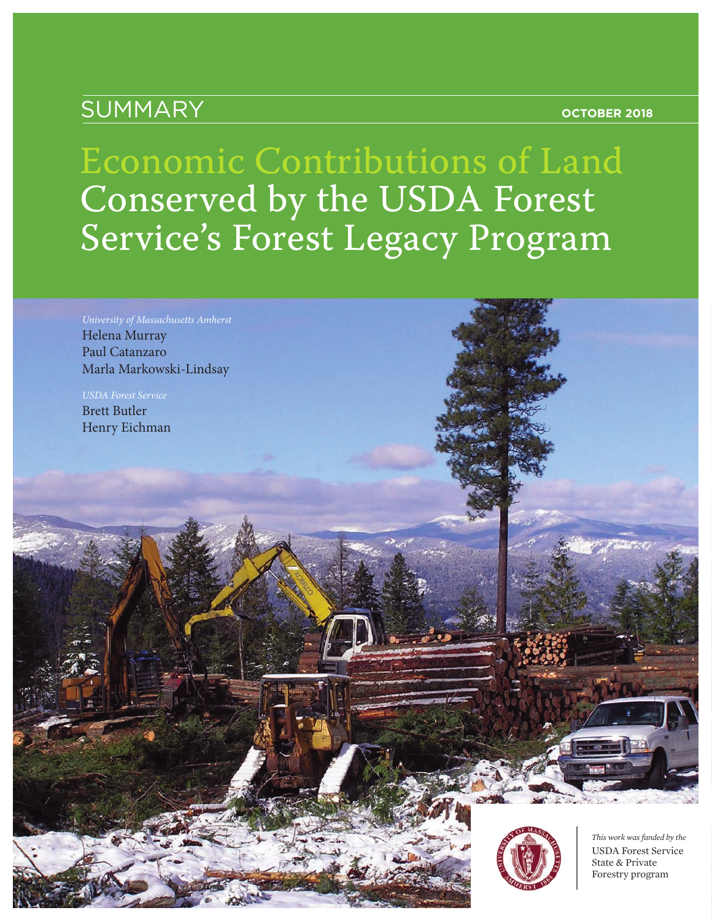SUMMARY

OCTOBER 2018

# Economic Contributions of Land Conserved by the USDA Forest Service's Forest Legacy Program

*University of Massachusetts Amherst*
Helena Murray
Paul Catanzaro
Marla Markowski-Lindsay

*USDA Forest Service*
Brett Butler
Henry Eichman

*This work was funded by the*
USDA Forest Service
State & Private
Forestry program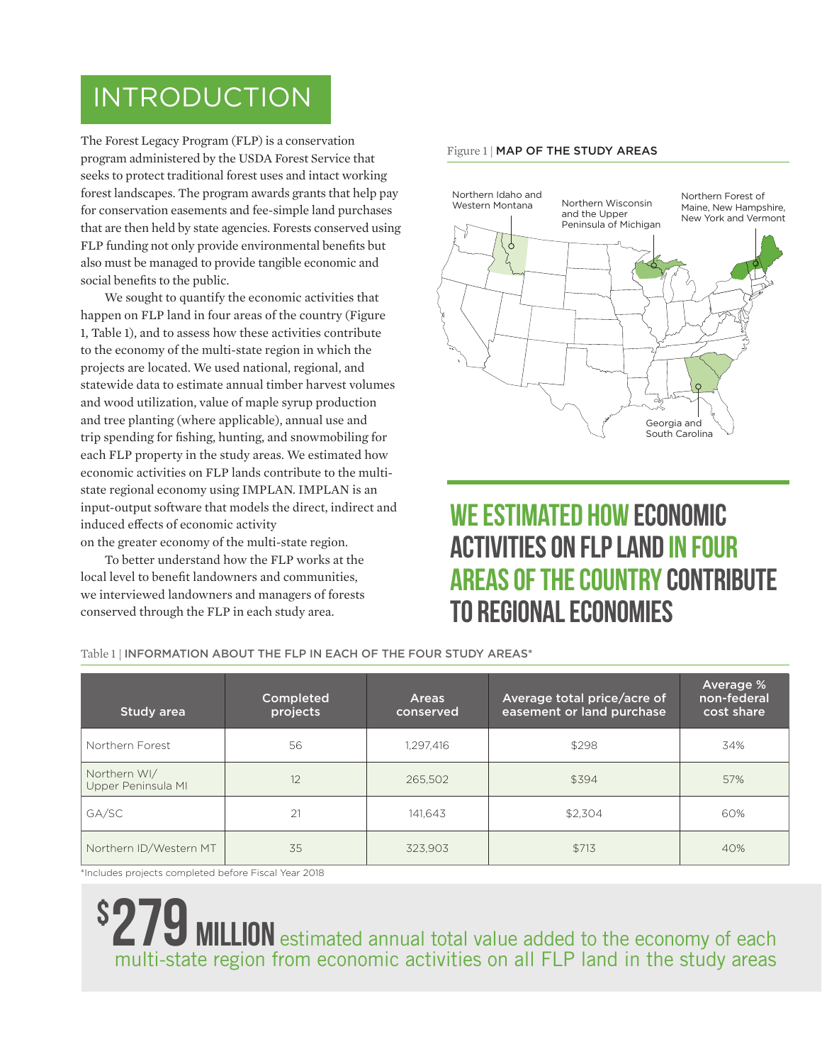# INTRODUCTION

The Forest Legacy Program (FLP) is a conservation program administered by the USDA Forest Service that seeks to protect traditional forest uses and intact working forest landscapes. The program awards grants that help pay for conservation easements and fee-simple land purchases that are then held by state agencies. Forests conserved using FLP funding not only provide environmental benefits but also must be managed to provide tangible economic and social benefits to the public.

We sought to quantify the economic activities that happen on FLP land in four areas of the country (Figure 1, Table 1), and to assess how these activities contribute to the economy of the multi-state region in which the projects are located. We used national, regional, and statewide data to estimate annual timber harvest volumes and wood utilization, value of maple syrup production and tree planting (where applicable), annual use and trip spending for fishing, hunting, and snowmobiling for each FLP property in the study areas. We estimated how economic activities on FLP lands contribute to the multi-state regional economy using IMPLAN. IMPLAN is an input-output software that models the direct, indirect and induced effects of economic activity on the greater economy of the multi-state region.

To better understand how the FLP works at the local level to benefit landowners and communities, we interviewed landowners and managers of forests conserved through the FLP in each study area.

Figure 1 | MAP OF THE STUDY AREAS

Northern Idaho and Western Montana

Northern Wisconsin and the Upper Peninsula of Michigan

Northern Forest of Maine, New Hampshire, New York and Vermont

Georgia and South Carolina

## WE ESTIMATED HOW ECONOMIC ACTIVITIES ON FLP LAND IN FOUR AREAS OF THE COUNTRY CONTRIBUTE TO REGIONAL ECONOMIES

Table 1 | INFORMATION ABOUT THE FLP IN EACH OF THE FOUR STUDY AREAS*

| Study area | Completed projects | Areas conserved | Average total price/acre of easement or land purchase | Average % non-federal cost share |
|---|---|---|---|---|
| Northern Forest | 56 | 1,297,416 | $298 | 34% |
| Northern WI/ Upper Peninsula MI | 12 | 265,502 | $394 | 57% |
| GA/SC | 21 | 141,643 | $2,304 | 60% |
| Northern ID/Western MT | 35 | 323,903 | $713 | 40% |

*Includes projects completed before Fiscal Year 2018

**$279 MILLION** estimated annual total value added to the economy of each multi-state region from economic activities on all FLP land in the study areas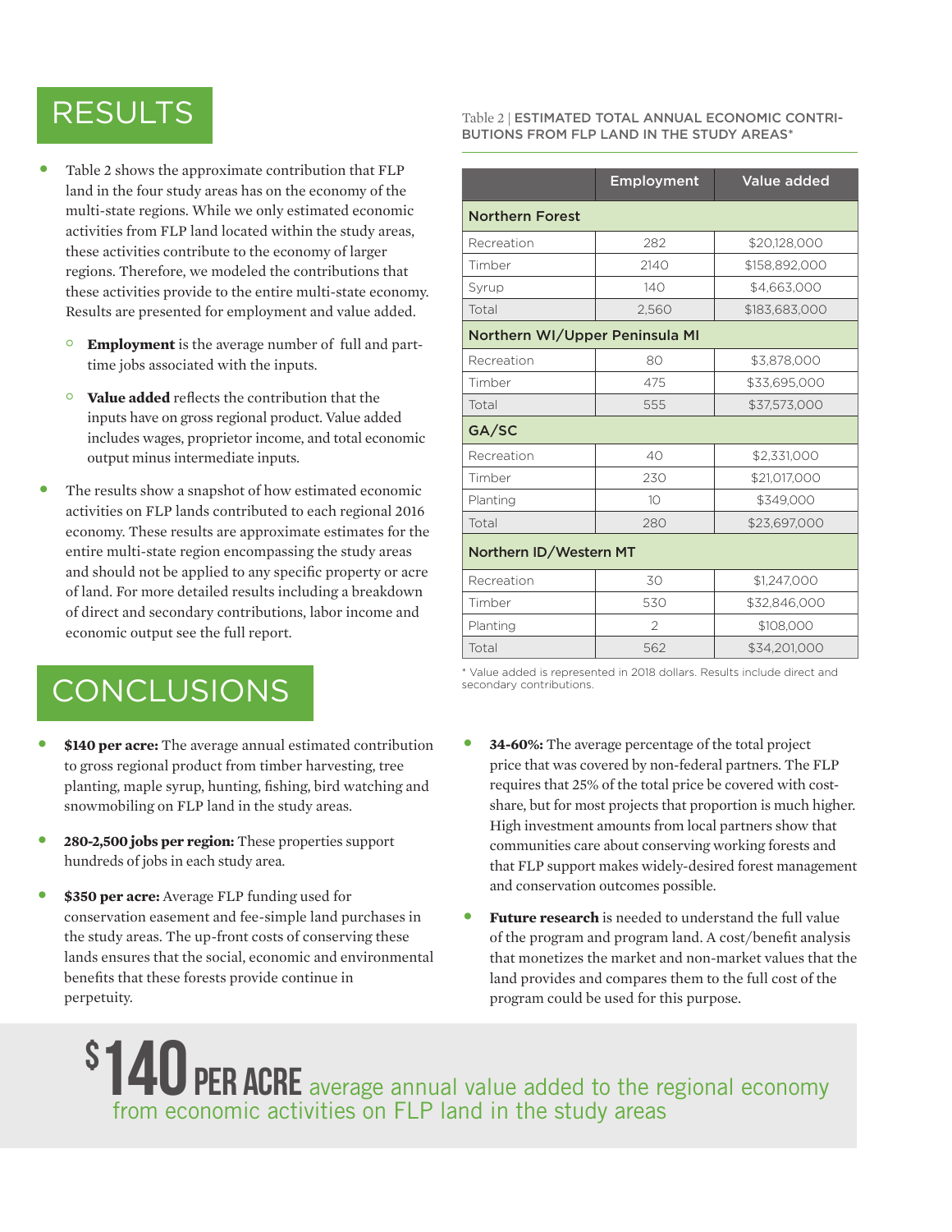# RESULTS

- Table 2 shows the approximate contribution that FLP land in the four study areas has on the economy of the multi-state regions. While we only estimated economic activities from FLP land located within the study areas, these activities contribute to the economy of larger regions. Therefore, we modeled the contributions that these activities provide to the entire multi-state economy. Results are presented for employment and value added.
  - **Employment** is the average number of full and part-time jobs associated with the inputs.
  - **Value added** reflects the contribution that the inputs have on gross regional product. Value added includes wages, proprietor income, and total economic output minus intermediate inputs.
- The results show a snapshot of how estimated economic activities on FLP lands contributed to each regional 2016 economy. These results are approximate estimates for the entire multi-state region encompassing the study areas and should not be applied to any specific property or acre of land. For more detailed results including a breakdown of direct and secondary contributions, labor income and economic output see the full report.

Table 2 | ESTIMATED TOTAL ANNUAL ECONOMIC CONTRIBUTIONS FROM FLP LAND IN THE STUDY AREAS*

| | Employment | Value added |
|---|---|---|
| **Northern Forest** | | |
| Recreation | 282 | $20,128,000 |
| Timber | 2140 | $158,892,000 |
| Syrup | 140 | $4,663,000 |
| Total | 2,560 | $183,683,000 |
| **Northern WI/Upper Peninsula MI** | | |
| Recreation | 80 | $3,878,000 |
| Timber | 475 | $33,695,000 |
| Total | 555 | $37,573,000 |
| **GA/SC** | | |
| Recreation | 40 | $2,331,000 |
| Timber | 230 | $21,017,000 |
| Planting | 10 | $349,000 |
| Total | 280 | $23,697,000 |
| **Northern ID/Western MT** | | |
| Recreation | 30 | $1,247,000 |
| Timber | 530 | $32,846,000 |
| Planting | 2 | $108,000 |
| Total | 562 | $34,201,000 |

* Value added is represented in 2018 dollars. Results include direct and secondary contributions.

# CONCLUSIONS

- **$140 per acre:** The average annual estimated contribution to gross regional product from timber harvesting, tree planting, maple syrup, hunting, fishing, bird watching and snowmobiling on FLP land in the study areas.
- **280-2,500 jobs per region:** These properties support hundreds of jobs in each study area.
- **$350 per acre:** Average FLP funding used for conservation easement and fee-simple land purchases in the study areas. The up-front costs of conserving these lands ensures that the social, economic and environmental benefits that these forests provide continue in perpetuity.
- **34-60%:** The average percentage of the total project price that was covered by non-federal partners. The FLP requires that 25% of the total price be covered with cost-share, but for most projects that proportion is much higher. High investment amounts from local partners show that communities care about conserving working forests and that FLP support makes widely-desired forest management and conservation outcomes possible.
- **Future research** is needed to understand the full value of the program and program land. A cost/benefit analysis that monetizes the market and non-market values that the land provides and compares them to the full cost of the program could be used for this purpose.

**$140 PER ACRE** average annual value added to the regional economy from economic activities on FLP land in the study areas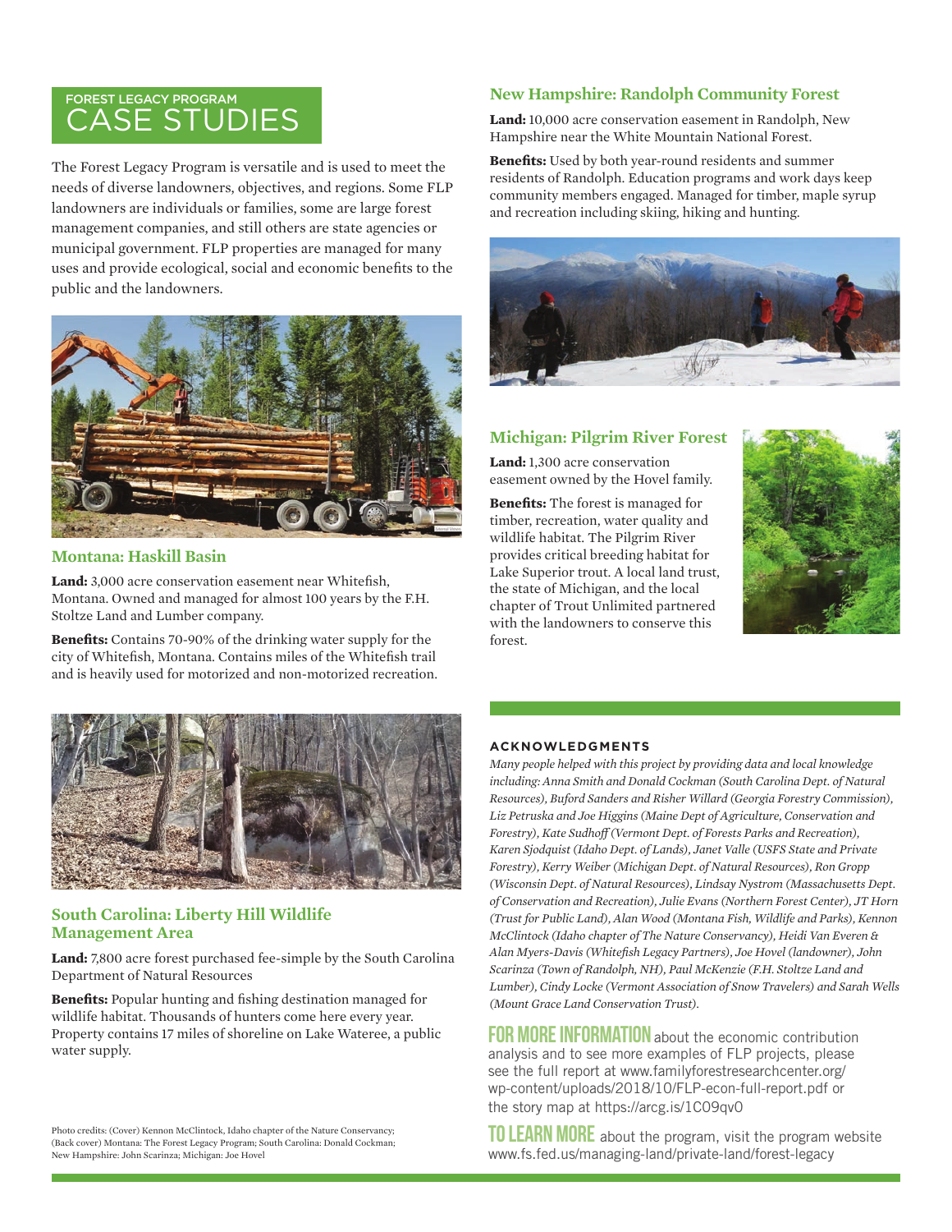## FOREST LEGACY PROGRAM CASE STUDIES

The Forest Legacy Program is versatile and is used to meet the needs of diverse landowners, objectives, and regions. Some FLP landowners are individuals or families, some are large forest management companies, and still others are state agencies or municipal government. FLP properties are managed for many uses and provide ecological, social and economic benefits to the public and the landowners.

### Montana: Haskill Basin

**Land:** 3,000 acre conservation easement near Whitefish, Montana. Owned and managed for almost 100 years by the F.H. Stoltze Land and Lumber company.

**Benefits:** Contains 70-90% of the drinking water supply for the city of Whitefish, Montana. Contains miles of the Whitefish trail and is heavily used for motorized and non-motorized recreation.

### South Carolina: Liberty Hill Wildlife Management Area

**Land:** 7,800 acre forest purchased fee-simple by the South Carolina Department of Natural Resources

**Benefits:** Popular hunting and fishing destination managed for wildlife habitat. Thousands of hunters come here every year. Property contains 17 miles of shoreline on Lake Wateree, a public water supply.

Photo credits: (Cover) Kennon McClintock, Idaho chapter of the Nature Conservancy; (Back cover) Montana: The Forest Legacy Program; South Carolina: Donald Cockman; New Hampshire: John Scarinza; Michigan: Joe Hovel

### New Hampshire: Randolph Community Forest

**Land:** 10,000 acre conservation easement in Randolph, New Hampshire near the White Mountain National Forest.

**Benefits:** Used by both year-round residents and summer residents of Randolph. Education programs and work days keep community members engaged. Managed for timber, maple syrup and recreation including skiing, hiking and hunting.

### Michigan: Pilgrim River Forest

**Land:** 1,300 acre conservation easement owned by the Hovel family.

**Benefits:** The forest is managed for timber, recreation, water quality and wildlife habitat. The Pilgrim River provides critical breeding habitat for Lake Superior trout. A local land trust, the state of Michigan, and the local chapter of Trout Unlimited partnered with the landowners to conserve this forest.

#### ACKNOWLEDGMENTS

*Many people helped with this project by providing data and local knowledge including: Anna Smith and Donald Cockman (South Carolina Dept. of Natural Resources), Buford Sanders and Risher Willard (Georgia Forestry Commission), Liz Petruska and Joe Higgins (Maine Dept of Agriculture, Conservation and Forestry), Kate Sudhoff (Vermont Dept. of Forests Parks and Recreation), Karen Sjodquist (Idaho Dept. of Lands), Janet Valle (USFS State and Private Forestry), Kerry Weiber (Michigan Dept. of Natural Resources), Ron Gropp (Wisconsin Dept. of Natural Resources), Lindsay Nystrom (Massachusetts Dept. of Conservation and Recreation), Julie Evans (Northern Forest Center), JT Horn (Trust for Public Land), Alan Wood (Montana Fish, Wildlife and Parks), Kennon McClintock (Idaho chapter of The Nature Conservancy), Heidi Van Everen & Alan Myers-Davis (Whitefish Legacy Partners), Joe Hovel (landowner), John Scarinza (Town of Randolph, NH), Paul McKenzie (F.H. Stoltze Land and Lumber), Cindy Locke (Vermont Association of Snow Travelers) and Sarah Wells (Mount Grace Land Conservation Trust).*

**FOR MORE INFORMATION** about the economic contribution analysis and to see more examples of FLP projects, please see the full report at www.familyforestresearchcenter.org/wp-content/uploads/2018/10/FLP-econ-full-report.pdf or the story map at https://arcg.is/1C09qv0

**TO LEARN MORE** about the program, visit the program website www.fs.fed.us/managing-land/private-land/forest-legacy